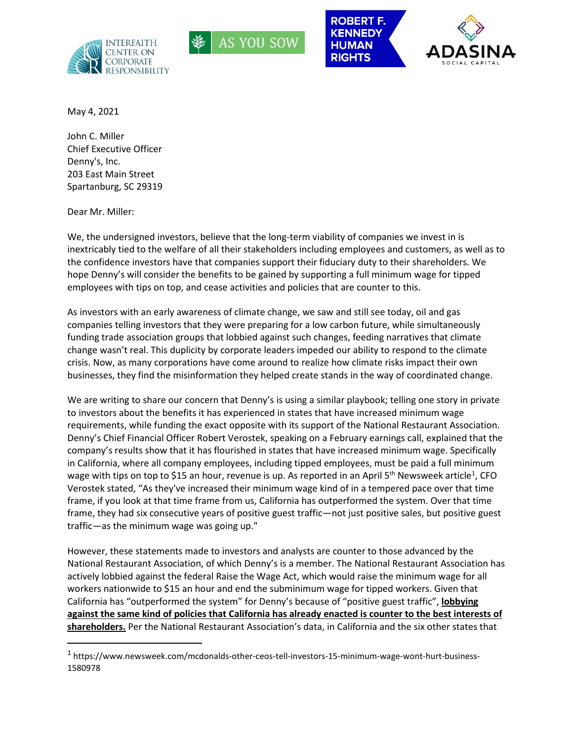May 4, 2021

John C. Miller
Chief Executive Officer
Denny's, Inc.
203 East Main Street
Spartanburg, SC 29319

Dear Mr. Miller:

We, the undersigned investors, believe that the long-term viability of companies we invest in is inextricably tied to the welfare of all their stakeholders including employees and customers, as well as to the confidence investors have that companies support their fiduciary duty to their shareholders. We hope Denny's will consider the benefits to be gained by supporting a full minimum wage for tipped employees with tips on top, and cease activities and policies that are counter to this.

As investors with an early awareness of climate change, we saw and still see today, oil and gas companies telling investors that they were preparing for a low carbon future, while simultaneously funding trade association groups that lobbied against such changes, feeding narratives that climate change wasn't real. This duplicity by corporate leaders impeded our ability to respond to the climate crisis. Now, as many corporations have come around to realize how climate risks impact their own businesses, they find the misinformation they helped create stands in the way of coordinated change.

We are writing to share our concern that Denny's is using a similar playbook; telling one story in private to investors about the benefits it has experienced in states that have increased minimum wage requirements, while funding the exact opposite with its support of the National Restaurant Association. Denny's Chief Financial Officer Robert Verostek, speaking on a February earnings call, explained that the company's results show that it has flourished in states that have increased minimum wage. Specifically in California, where all company employees, including tipped employees, must be paid a full minimum wage with tips on top to $15 an hour, revenue is up. As reported in an April 5th Newsweek article[1], CFO Verostek stated, "As they've increased their minimum wage kind of in a tempered pace over that time frame, if you look at that time frame from us, California has outperformed the system. Over that time frame, they had six consecutive years of positive guest traffic—not just positive sales, but positive guest traffic—as the minimum wage was going up."

However, these statements made to investors and analysts are counter to those advanced by the National Restaurant Association, of which Denny's is a member. The National Restaurant Association has actively lobbied against the federal Raise the Wage Act, which would raise the minimum wage for all workers nationwide to $15 an hour and end the subminimum wage for tipped workers. Given that California has "outperformed the system" for Denny's because of "positive guest traffic", **lobbying against the same kind of policies that California has already enacted is counter to the best interests of shareholders.** Per the National Restaurant Association's data, in California and the six other states that

[1] https://www.newsweek.com/mcdonalds-other-ceos-tell-investors-15-minimum-wage-wont-hurt-business-1580978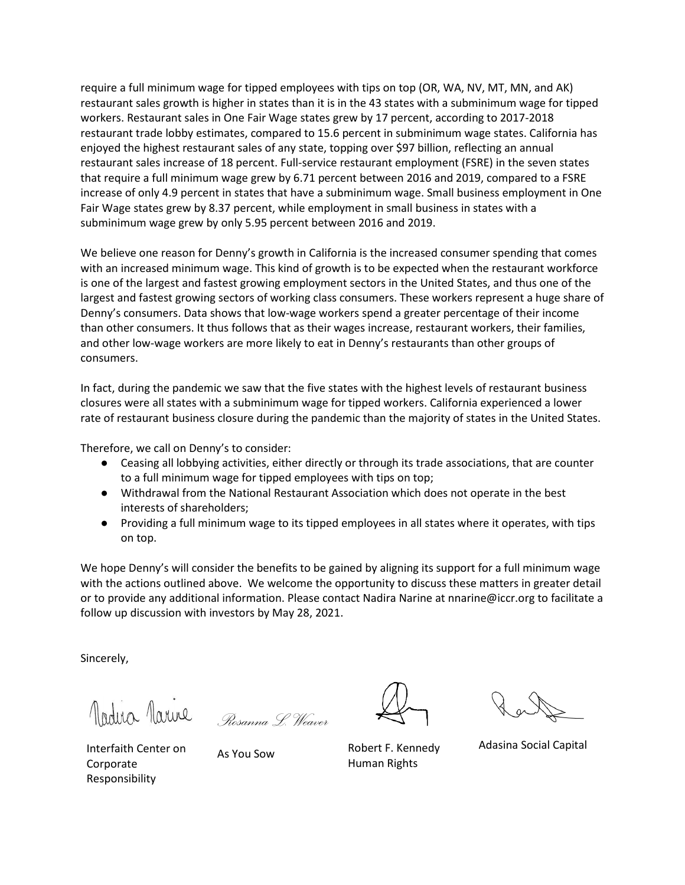require a full minimum wage for tipped employees with tips on top (OR, WA, NV, MT, MN, and AK) restaurant sales growth is higher in states than it is in the 43 states with a subminimum wage for tipped workers. Restaurant sales in One Fair Wage states grew by 17 percent, according to 2017-2018 restaurant trade lobby estimates, compared to 15.6 percent in subminimum wage states. California has enjoyed the highest restaurant sales of any state, topping over $97 billion, reflecting an annual restaurant sales increase of 18 percent. Full-service restaurant employment (FSRE) in the seven states that require a full minimum wage grew by 6.71 percent between 2016 and 2019, compared to a FSRE increase of only 4.9 percent in states that have a subminimum wage. Small business employment in One Fair Wage states grew by 8.37 percent, while employment in small business in states with a subminimum wage grew by only 5.95 percent between 2016 and 2019.

We believe one reason for Denny's growth in California is the increased consumer spending that comes with an increased minimum wage. This kind of growth is to be expected when the restaurant workforce is one of the largest and fastest growing employment sectors in the United States, and thus one of the largest and fastest growing sectors of working class consumers. These workers represent a huge share of Denny's consumers. Data shows that low-wage workers spend a greater percentage of their income than other consumers. It thus follows that as their wages increase, restaurant workers, their families, and other low-wage workers are more likely to eat in Denny's restaurants than other groups of consumers.

In fact, during the pandemic we saw that the five states with the highest levels of restaurant business closures were all states with a subminimum wage for tipped workers. California experienced a lower rate of restaurant business closure during the pandemic than the majority of states in the United States.

Therefore, we call on Denny's to consider:

- Ceasing all lobbying activities, either directly or through its trade associations, that are counter to a full minimum wage for tipped employees with tips on top;
- Withdrawal from the National Restaurant Association which does not operate in the best interests of shareholders;
- Providing a full minimum wage to its tipped employees in all states where it operates, with tips on top.

We hope Denny's will consider the benefits to be gained by aligning its support for a full minimum wage with the actions outlined above. We welcome the opportunity to discuss these matters in greater detail or to provide any additional information. Please contact Nadira Narine at nnarine@iccr.org to facilitate a follow up discussion with investors by May 28, 2021.

Sincerely,

Nadira Narine — Interfaith Center on Corporate Responsibility

Rosanna L. Weaver — As You Sow

Robert F. Kennedy Human Rights

Adasina Social Capital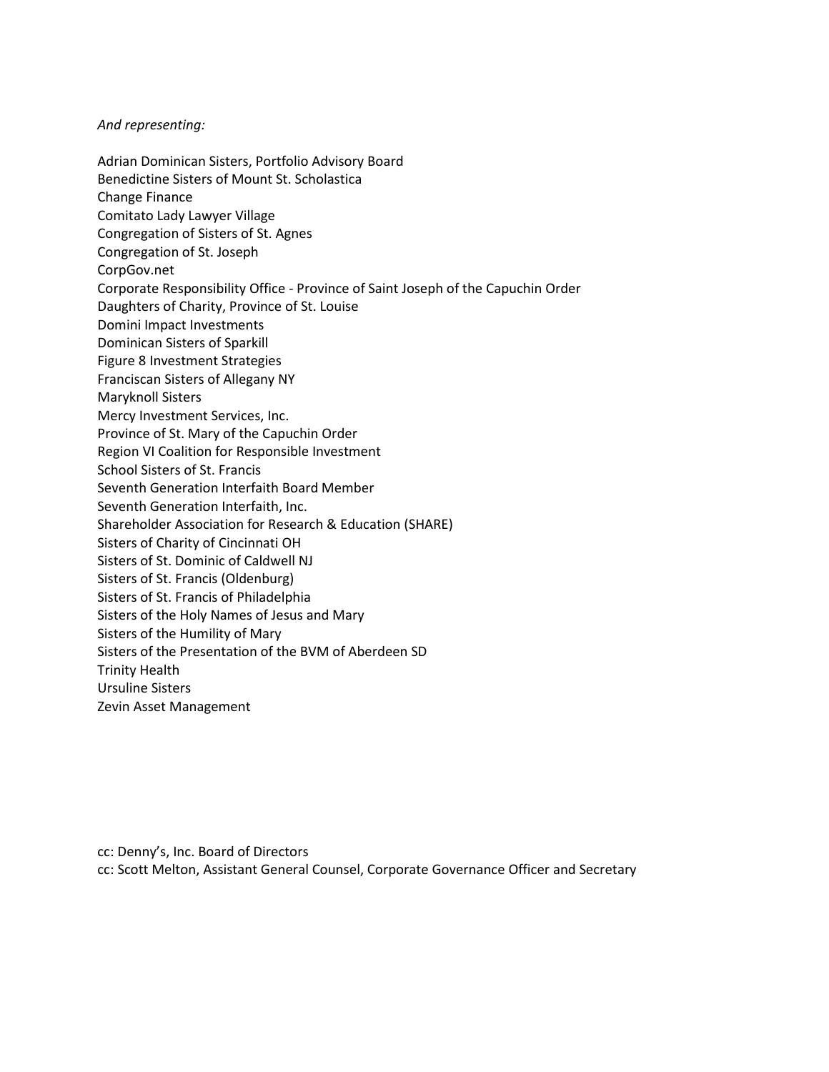*And representing:*

Adrian Dominican Sisters, Portfolio Advisory Board
Benedictine Sisters of Mount St. Scholastica
Change Finance
Comitato Lady Lawyer Village
Congregation of Sisters of St. Agnes
Congregation of St. Joseph
CorpGov.net
Corporate Responsibility Office - Province of Saint Joseph of the Capuchin Order
Daughters of Charity, Province of St. Louise
Domini Impact Investments
Dominican Sisters of Sparkill
Figure 8 Investment Strategies
Franciscan Sisters of Allegany NY
Maryknoll Sisters
Mercy Investment Services, Inc.
Province of St. Mary of the Capuchin Order
Region VI Coalition for Responsible Investment
School Sisters of St. Francis
Seventh Generation Interfaith Board Member
Seventh Generation Interfaith, Inc.
Shareholder Association for Research & Education (SHARE)
Sisters of Charity of Cincinnati OH
Sisters of St. Dominic of Caldwell NJ
Sisters of St. Francis (Oldenburg)
Sisters of St. Francis of Philadelphia
Sisters of the Holy Names of Jesus and Mary
Sisters of the Humility of Mary
Sisters of the Presentation of the BVM of Aberdeen SD
Trinity Health
Ursuline Sisters
Zevin Asset Management

cc: Denny's, Inc. Board of Directors
cc: Scott Melton, Assistant General Counsel, Corporate Governance Officer and Secretary